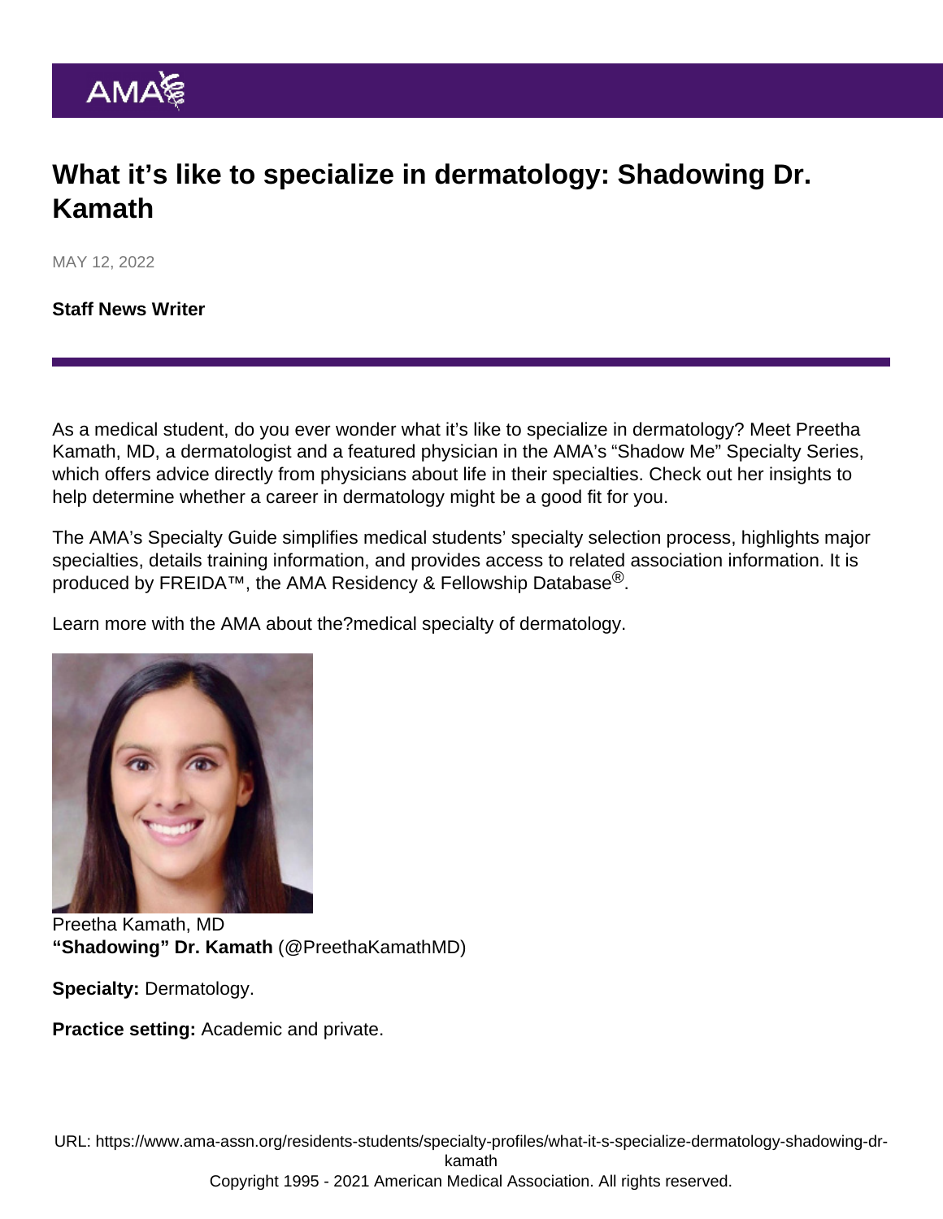# What it's like to specialize in dermatology: Shadowing Dr. Kamath

MAY 12, 2022

**Staff News Writer**

As a medical student, do you ever wonder what it's like to specialize in dermatology? Meet Preetha Kamath, MD, a dermatologist and a featured physician in the AMA's "Shadow Me" Specialty Series, which offers advice directly from physicians about life in their specialties. Check out her insights to help determine whether a career in dermatology might be a good fit for you.

The AMA's Specialty Guide simplifies medical students' specialty selection process, highlights major specialties, details training information, and provides access to related association information. It is produced by FREIDA™, the AMA Residency & Fellowship Database®.

Learn more with the AMA about the?medical specialty of dermatology.

Preetha Kamath, MD

**"Shadowing" Dr. Kamath** (@PreethaKamathMD)

**Specialty:** Dermatology.

**Practice setting:** Academic and private.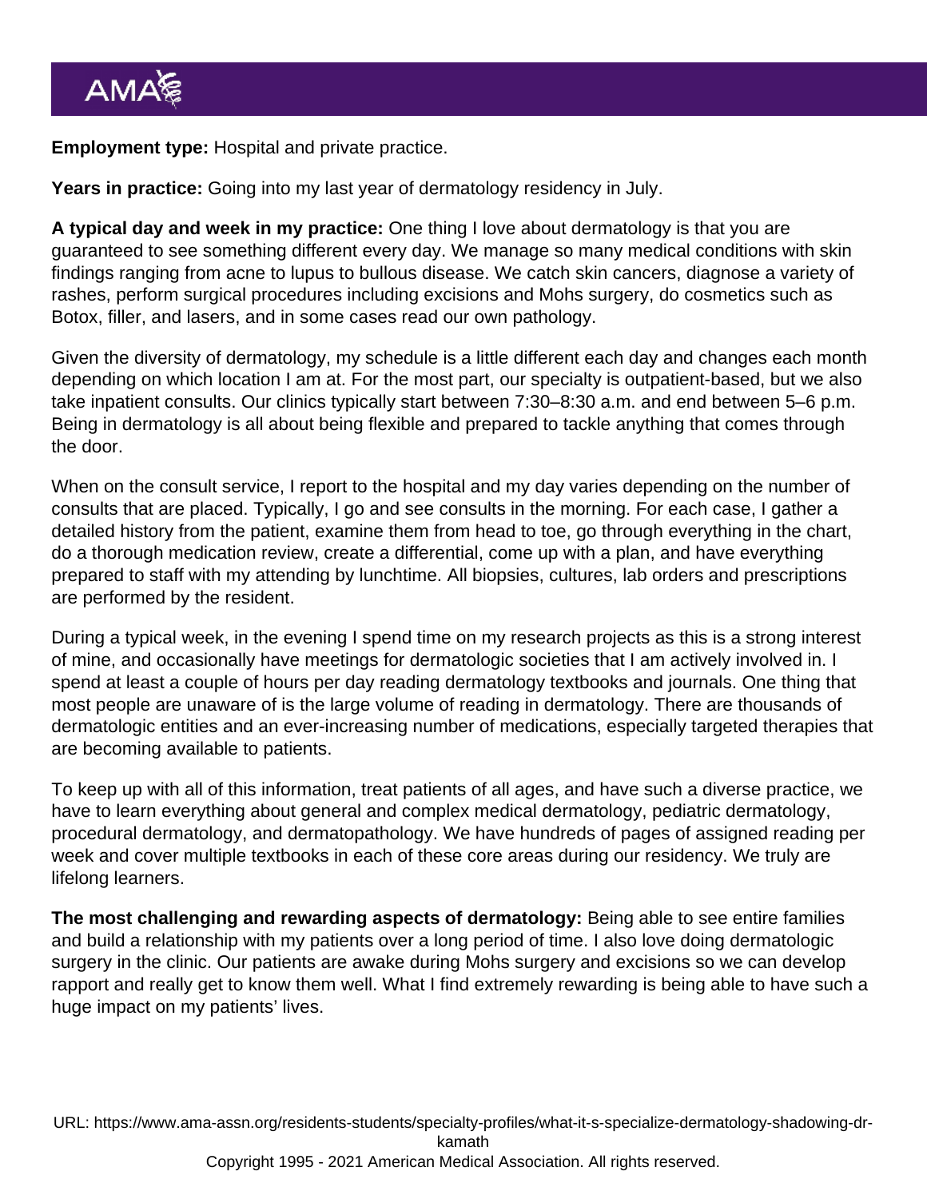**Employment type:** Hospital and private practice.

**Years in practice:** Going into my last year of dermatology residency in July.

**A typical day and week in my practice:** One thing I love about dermatology is that you are guaranteed to see something different every day. We manage so many medical conditions with skin findings ranging from acne to lupus to bullous disease. We catch skin cancers, diagnose a variety of rashes, perform surgical procedures including excisions and Mohs surgery, do cosmetics such as Botox, filler, and lasers, and in some cases read our own pathology.

Given the diversity of dermatology, my schedule is a little different each day and changes each month depending on which location I am at. For the most part, our specialty is outpatient-based, but we also take inpatient consults. Our clinics typically start between 7:30–8:30 a.m. and end between 5–6 p.m. Being in dermatology is all about being flexible and prepared to tackle anything that comes through the door.

When on the consult service, I report to the hospital and my day varies depending on the number of consults that are placed. Typically, I go and see consults in the morning. For each case, I gather a detailed history from the patient, examine them from head to toe, go through everything in the chart, do a thorough medication review, create a differential, come up with a plan, and have everything prepared to staff with my attending by lunchtime. All biopsies, cultures, lab orders and prescriptions are performed by the resident.

During a typical week, in the evening I spend time on my research projects as this is a strong interest of mine, and occasionally have meetings for dermatologic societies that I am actively involved in. I spend at least a couple of hours per day reading dermatology textbooks and journals. One thing that most people are unaware of is the large volume of reading in dermatology. There are thousands of dermatologic entities and an ever-increasing number of medications, especially targeted therapies that are becoming available to patients.

To keep up with all of this information, treat patients of all ages, and have such a diverse practice, we have to learn everything about general and complex medical dermatology, pediatric dermatology, procedural dermatology, and dermatopathology. We have hundreds of pages of assigned reading per week and cover multiple textbooks in each of these core areas during our residency. We truly are lifelong learners.

**The most challenging and rewarding aspects of dermatology:** Being able to see entire families and build a relationship with my patients over a long period of time. I also love doing dermatologic surgery in the clinic. Our patients are awake during Mohs surgery and excisions so we can develop rapport and really get to know them well. What I find extremely rewarding is being able to have such a huge impact on my patients' lives.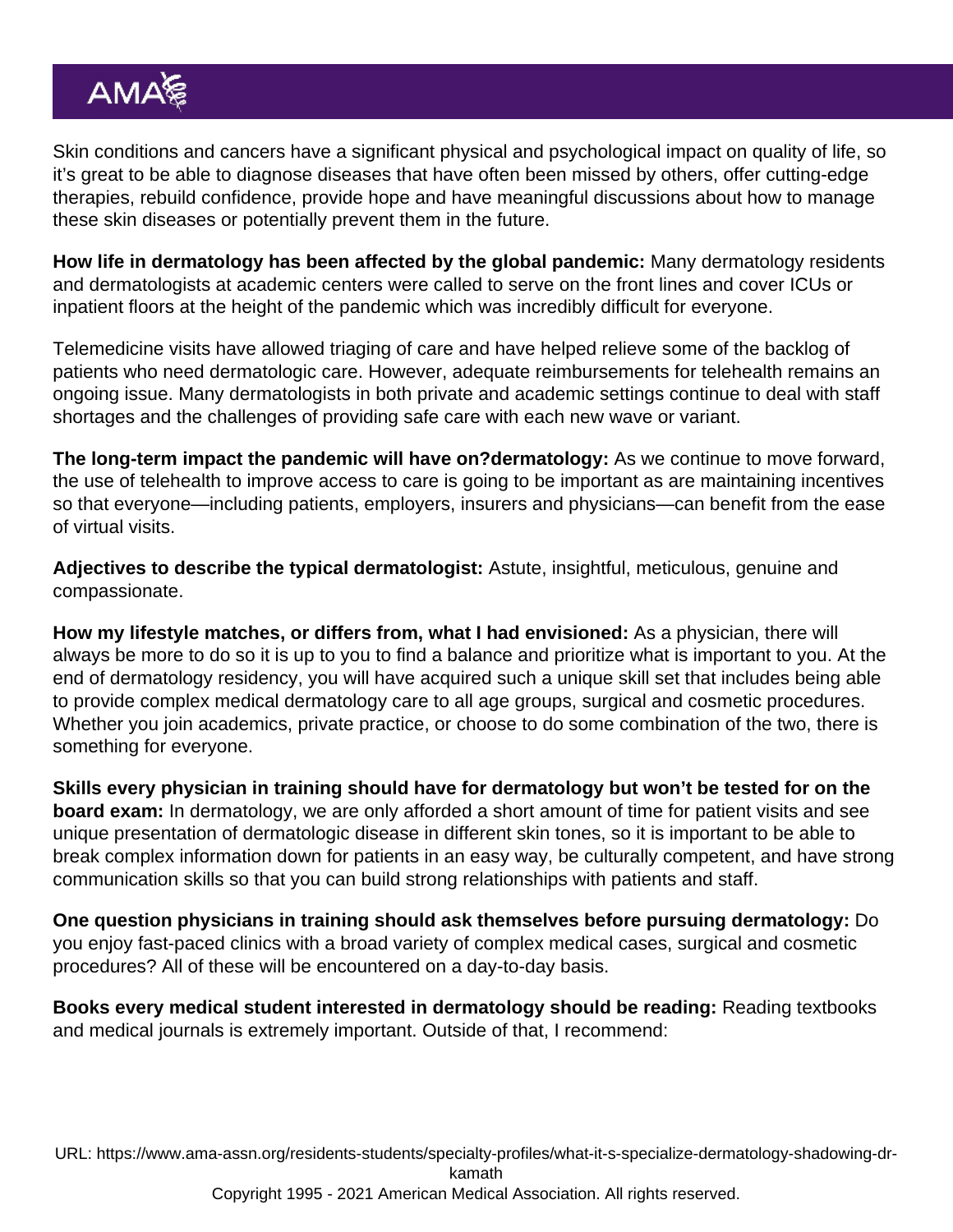Skin conditions and cancers have a significant physical and psychological impact on quality of life, so it's great to be able to diagnose diseases that have often been missed by others, offer cutting-edge therapies, rebuild confidence, provide hope and have meaningful discussions about how to manage these skin diseases or potentially prevent them in the future.

**How life in dermatology has been affected by the global pandemic:** Many dermatology residents and dermatologists at academic centers were called to serve on the front lines and cover ICUs or inpatient floors at the height of the pandemic which was incredibly difficult for everyone.

Telemedicine visits have allowed triaging of care and have helped relieve some of the backlog of patients who need dermatologic care. However, adequate reimbursements for telehealth remains an ongoing issue. Many dermatologists in both private and academic settings continue to deal with staff shortages and the challenges of providing safe care with each new wave or variant.

**The long-term impact the pandemic will have on?dermatology:** As we continue to move forward, the use of telehealth to improve access to care is going to be important as are maintaining incentives so that everyone—including patients, employers, insurers and physicians—can benefit from the ease of virtual visits.

**Adjectives to describe the typical dermatologist:** Astute, insightful, meticulous, genuine and compassionate.

**How my lifestyle matches, or differs from, what I had envisioned:** As a physician, there will always be more to do so it is up to you to find a balance and prioritize what is important to you. At the end of dermatology residency, you will have acquired such a unique skill set that includes being able to provide complex medical dermatology care to all age groups, surgical and cosmetic procedures. Whether you join academics, private practice, or choose to do some combination of the two, there is something for everyone.

**Skills every physician in training should have for dermatology but won't be tested for on the board exam:** In dermatology, we are only afforded a short amount of time for patient visits and see unique presentation of dermatologic disease in different skin tones, so it is important to be able to break complex information down for patients in an easy way, be culturally competent, and have strong communication skills so that you can build strong relationships with patients and staff.

**One question physicians in training should ask themselves before pursuing dermatology:** Do you enjoy fast-paced clinics with a broad variety of complex medical cases, surgical and cosmetic procedures? All of these will be encountered on a day-to-day basis.

**Books every medical student interested in dermatology should be reading:** Reading textbooks and medical journals is extremely important. Outside of that, I recommend: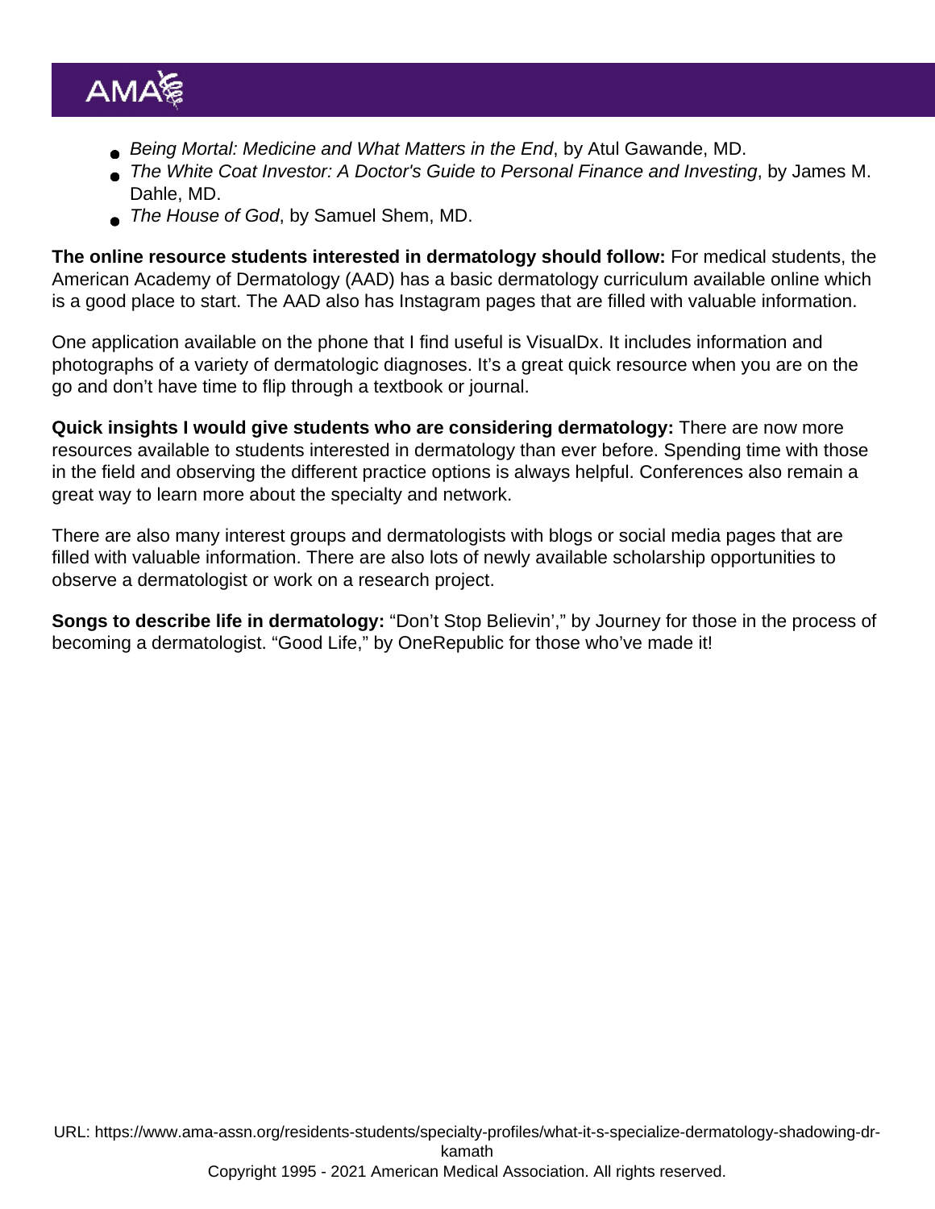- *Being Mortal: Medicine and What Matters in the End*, by Atul Gawande, MD.
- *The White Coat Investor: A Doctor's Guide to Personal Finance and Investing*, by James M. Dahle, MD.
- *The House of God*, by Samuel Shem, MD.

**The online resource students interested in dermatology should follow:** For medical students, the American Academy of Dermatology (AAD) has a basic dermatology curriculum available online which is a good place to start. The AAD also has Instagram pages that are filled with valuable information.

One application available on the phone that I find useful is VisualDx. It includes information and photographs of a variety of dermatologic diagnoses. It's a great quick resource when you are on the go and don't have time to flip through a textbook or journal.

**Quick insights I would give students who are considering dermatology:** There are now more resources available to students interested in dermatology than ever before. Spending time with those in the field and observing the different practice options is always helpful. Conferences also remain a great way to learn more about the specialty and network.

There are also many interest groups and dermatologists with blogs or social media pages that are filled with valuable information. There are also lots of newly available scholarship opportunities to observe a dermatologist or work on a research project.

**Songs to describe life in dermatology:** "Don't Stop Believin'," by Journey for those in the process of becoming a dermatologist. "Good Life," by OneRepublic for those who've made it!